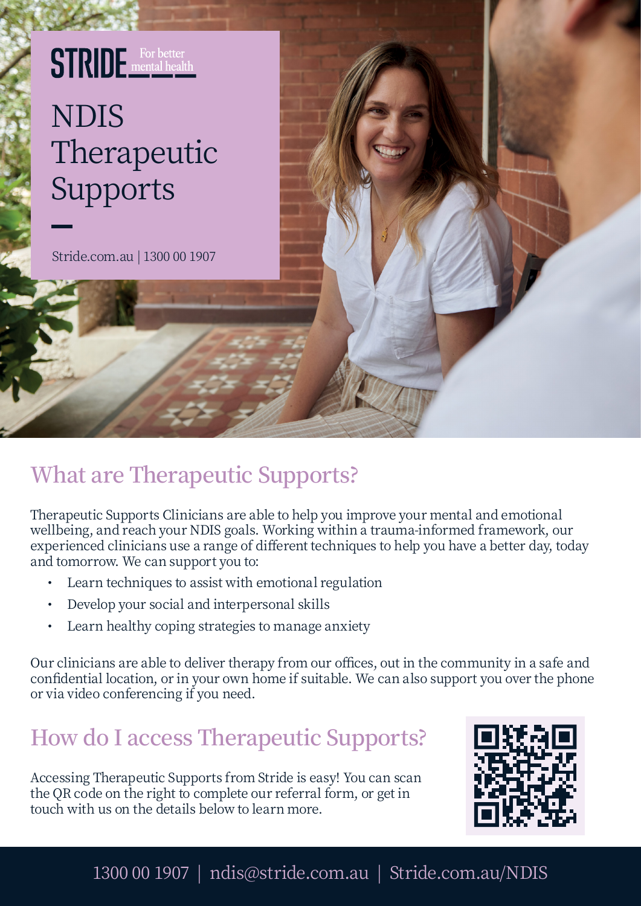STRIDE For better mental health

# NDIS Therapeutic Supports

Stride.com.au | 1300 00 1907

## What are Therapeutic Supports?

Therapeutic Supports Clinicians are able to help you improve your mental and emotional wellbeing, and reach your NDIS goals. Working within a trauma-informed framework, our experienced clinicians use a range of different techniques to help you have a better day, today and tomorrow. We can support you to:

- Learn techniques to assist with emotional regulation
- Develop your social and interpersonal skills
- Learn healthy coping strategies to manage anxiety

Our clinicians are able to deliver therapy from our offices, out in the community in a safe and confidential location, or in your own home if suitable. We can also support you over the phone or via video conferencing if you need.

## How do I access Therapeutic Supports?

Accessing Therapeutic Supports from Stride is easy! You can scan the QR code on the right to complete our referral form, or get in touch with us on the details below to learn more.

1300 00 1907 | ndis@stride.com.au | Stride.com.au/NDIS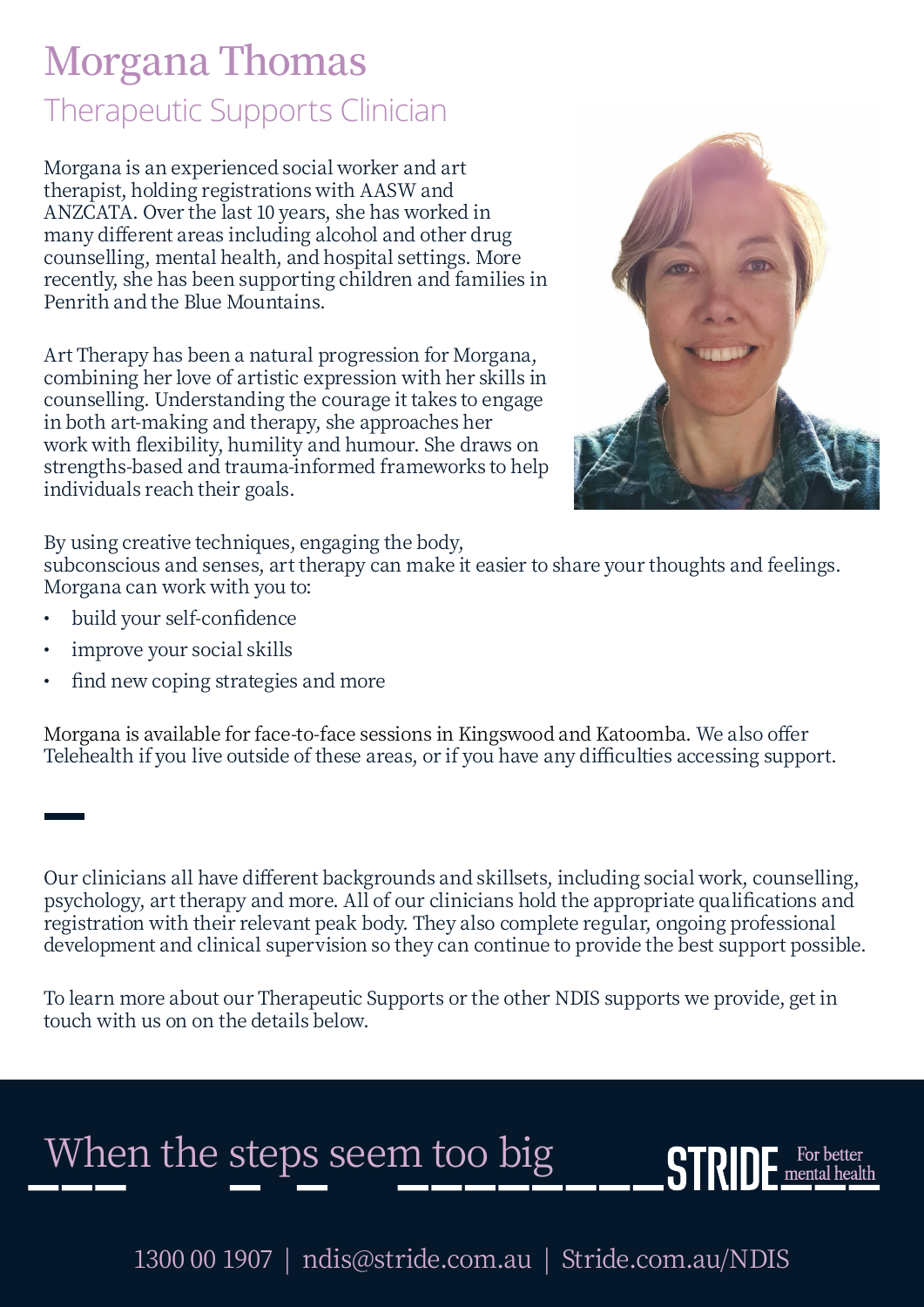# Morgana Thomas

## Therapeutic Supports Clinician

Morgana is an experienced social worker and art therapist, holding registrations with AASW and ANZCATA. Over the last 10 years, she has worked in many different areas including alcohol and other drug counselling, mental health, and hospital settings. More recently, she has been supporting children and families in Penrith and the Blue Mountains.

Art Therapy has been a natural progression for Morgana, combining her love of artistic expression with her skills in counselling. Understanding the courage it takes to engage in both art-making and therapy, she approaches her work with flexibility, humility and humour. She draws on strengths-based and trauma-informed frameworks to help individuals reach their goals.

By using creative techniques, engaging the body, subconscious and senses, art therapy can make it easier to share your thoughts and feelings. Morgana can work with you to:

- build your self-confidence
- improve your social skills
- find new coping strategies and more

Morgana is available for face-to-face sessions in Kingswood and Katoomba. We also offer Telehealth if you live outside of these areas, or if you have any difficulties accessing support.

---

Our clinicians all have different backgrounds and skillsets, including social work, counselling, psychology, art therapy and more. All of our clinicians hold the appropriate qualifications and registration with their relevant peak body. They also complete regular, ongoing professional development and clinical supervision so they can continue to provide the best support possible.

To learn more about our Therapeutic Supports or the other NDIS supports we provide, get in touch with us on on the details below.

When the steps seem too big

STRIDE For better mental health

1300 00 1907 | ndis@stride.com.au | Stride.com.au/NDIS